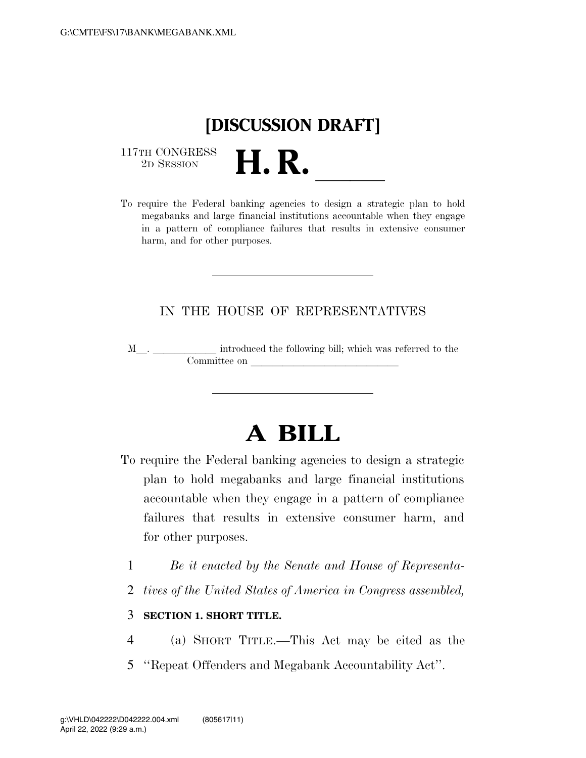# [DISCUSSION DRAFT]

117TH CONGRESS
2D SESSION

# H. R. \_\_\_\_\_\_

To require the Federal banking agencies to design a strategic plan to hold megabanks and large financial institutions accountable when they engage in a pattern of compliance failures that results in extensive consumer harm, and for other purposes.

---

IN THE HOUSE OF REPRESENTATIVES

M\_\_. \_\_\_\_\_\_\_\_\_\_\_\_ introduced the following bill; which was referred to the Committee on \_\_\_\_\_\_\_\_\_\_\_\_\_\_\_\_\_\_\_\_\_\_\_\_\_\_\_\_\_\_

---

# A BILL

To require the Federal banking agencies to design a strategic plan to hold megabanks and large financial institutions accountable when they engage in a pattern of compliance failures that results in extensive consumer harm, and for other purposes.

1 *Be it enacted by the Senate and House of Representa-*
2 *tives of the United States of America in Congress assembled,*

3 **SECTION 1. SHORT TITLE.**

4 (a) SHORT TITLE.—This Act may be cited as the
5 ''Repeat Offenders and Megabank Accountability Act''.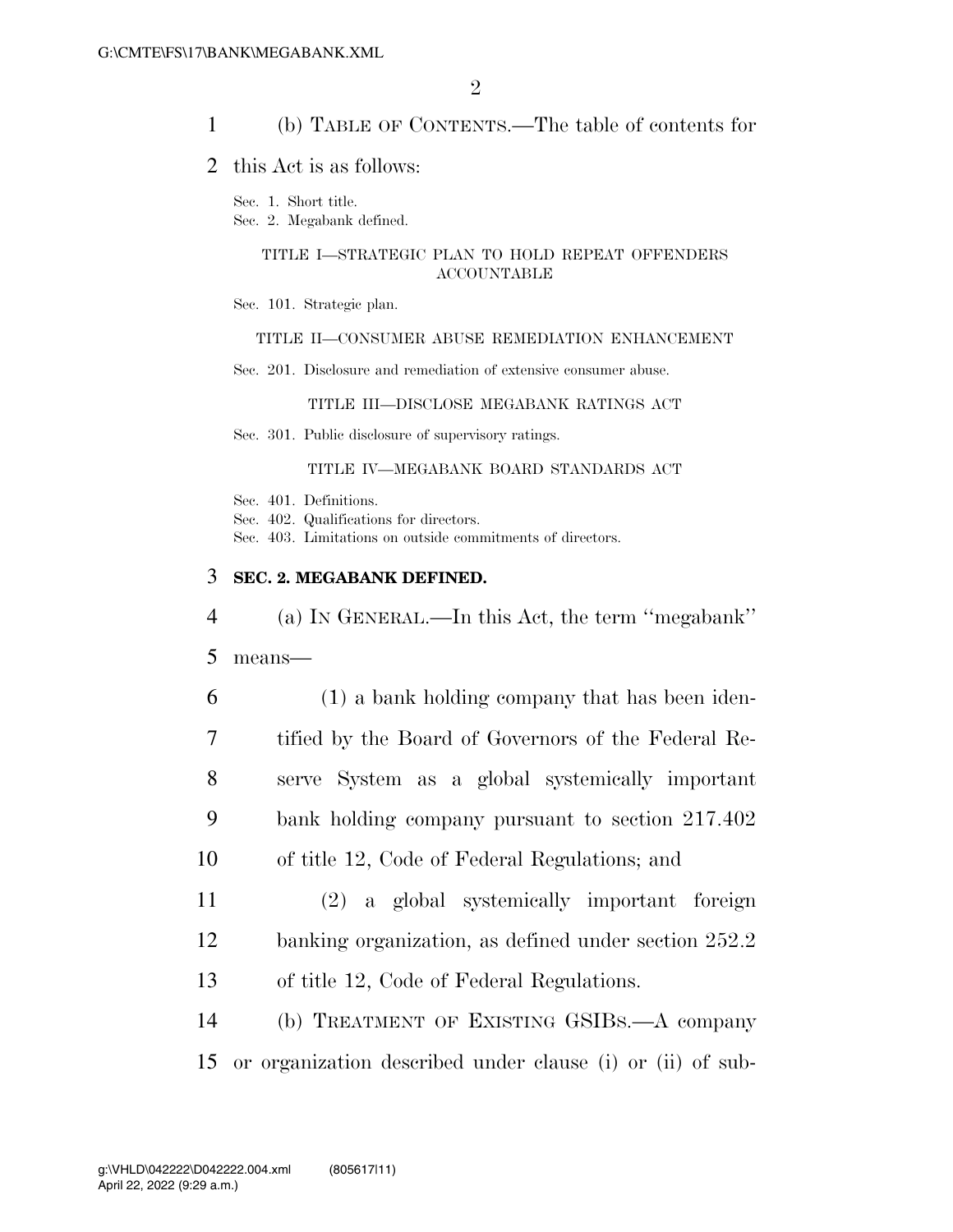(b) TABLE OF CONTENTS.—The table of contents for this Act is as follows:

Sec. 1. Short title.
Sec. 2. Megabank defined.

TITLE I—STRATEGIC PLAN TO HOLD REPEAT OFFENDERS ACCOUNTABLE

Sec. 101. Strategic plan.

TITLE II—CONSUMER ABUSE REMEDIATION ENHANCEMENT

Sec. 201. Disclosure and remediation of extensive consumer abuse.

TITLE III—DISCLOSE MEGABANK RATINGS ACT

Sec. 301. Public disclosure of supervisory ratings.

TITLE IV—MEGABANK BOARD STANDARDS ACT

Sec. 401. Definitions.
Sec. 402. Qualifications for directors.
Sec. 403. Limitations on outside commitments of directors.

**SEC. 2. MEGABANK DEFINED.**

(a) IN GENERAL.—In this Act, the term ''megabank'' means—

(1) a bank holding company that has been identified by the Board of Governors of the Federal Reserve System as a global systemically important bank holding company pursuant to section 217.402 of title 12, Code of Federal Regulations; and

(2) a global systemically important foreign banking organization, as defined under section 252.2 of title 12, Code of Federal Regulations.

(b) TREATMENT OF EXISTING GSIBS.—A company or organization described under clause (i) or (ii) of sub-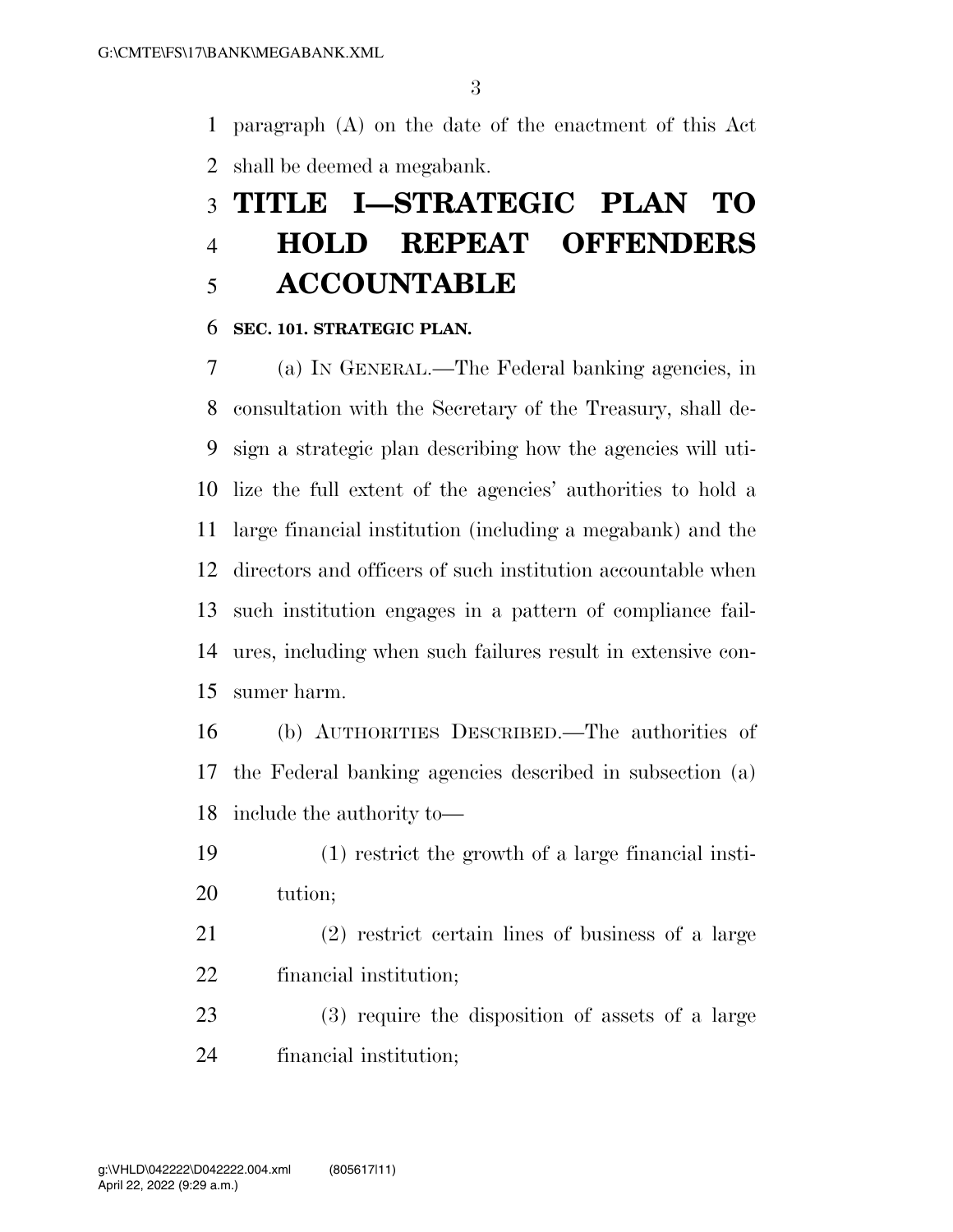paragraph (A) on the date of the enactment of this Act shall be deemed a megabank.

# TITLE I—STRATEGIC PLAN TO HOLD REPEAT OFFENDERS ACCOUNTABLE

**SEC. 101. STRATEGIC PLAN.**

(a) IN GENERAL.—The Federal banking agencies, in consultation with the Secretary of the Treasury, shall design a strategic plan describing how the agencies will utilize the full extent of the agencies' authorities to hold a large financial institution (including a megabank) and the directors and officers of such institution accountable when such institution engages in a pattern of compliance failures, including when such failures result in extensive consumer harm.

(b) AUTHORITIES DESCRIBED.—The authorities of the Federal banking agencies described in subsection (a) include the authority to—

(1) restrict the growth of a large financial institution;

(2) restrict certain lines of business of a large financial institution;

(3) require the disposition of assets of a large financial institution;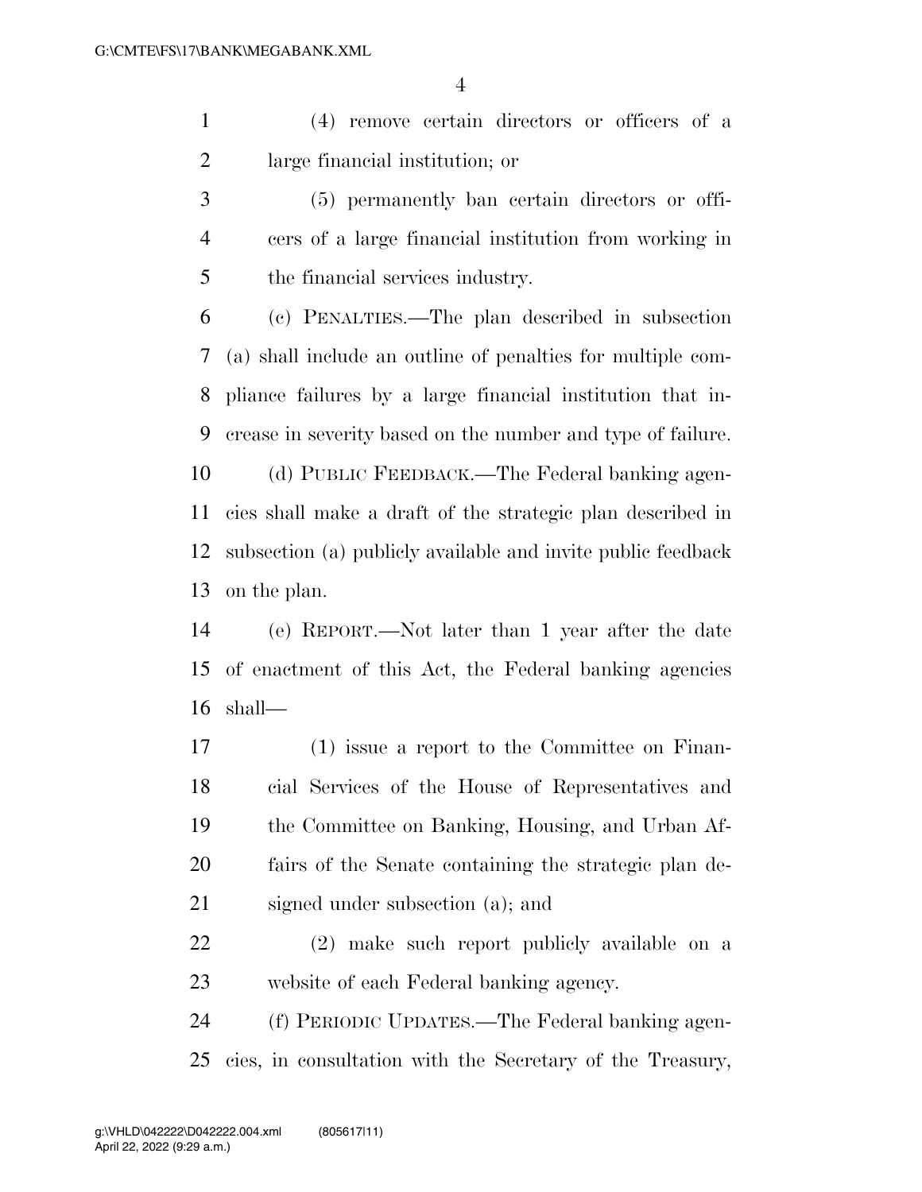(4) remove certain directors or officers of a large financial institution; or

(5) permanently ban certain directors or officers of a large financial institution from working in the financial services industry.

(c) PENALTIES.—The plan described in subsection (a) shall include an outline of penalties for multiple compliance failures by a large financial institution that increase in severity based on the number and type of failure.

(d) PUBLIC FEEDBACK.—The Federal banking agencies shall make a draft of the strategic plan described in subsection (a) publicly available and invite public feedback on the plan.

(e) REPORT.—Not later than 1 year after the date of enactment of this Act, the Federal banking agencies shall—

(1) issue a report to the Committee on Financial Services of the House of Representatives and the Committee on Banking, Housing, and Urban Affairs of the Senate containing the strategic plan designed under subsection (a); and

(2) make such report publicly available on a website of each Federal banking agency.

(f) PERIODIC UPDATES.—The Federal banking agencies, in consultation with the Secretary of the Treasury,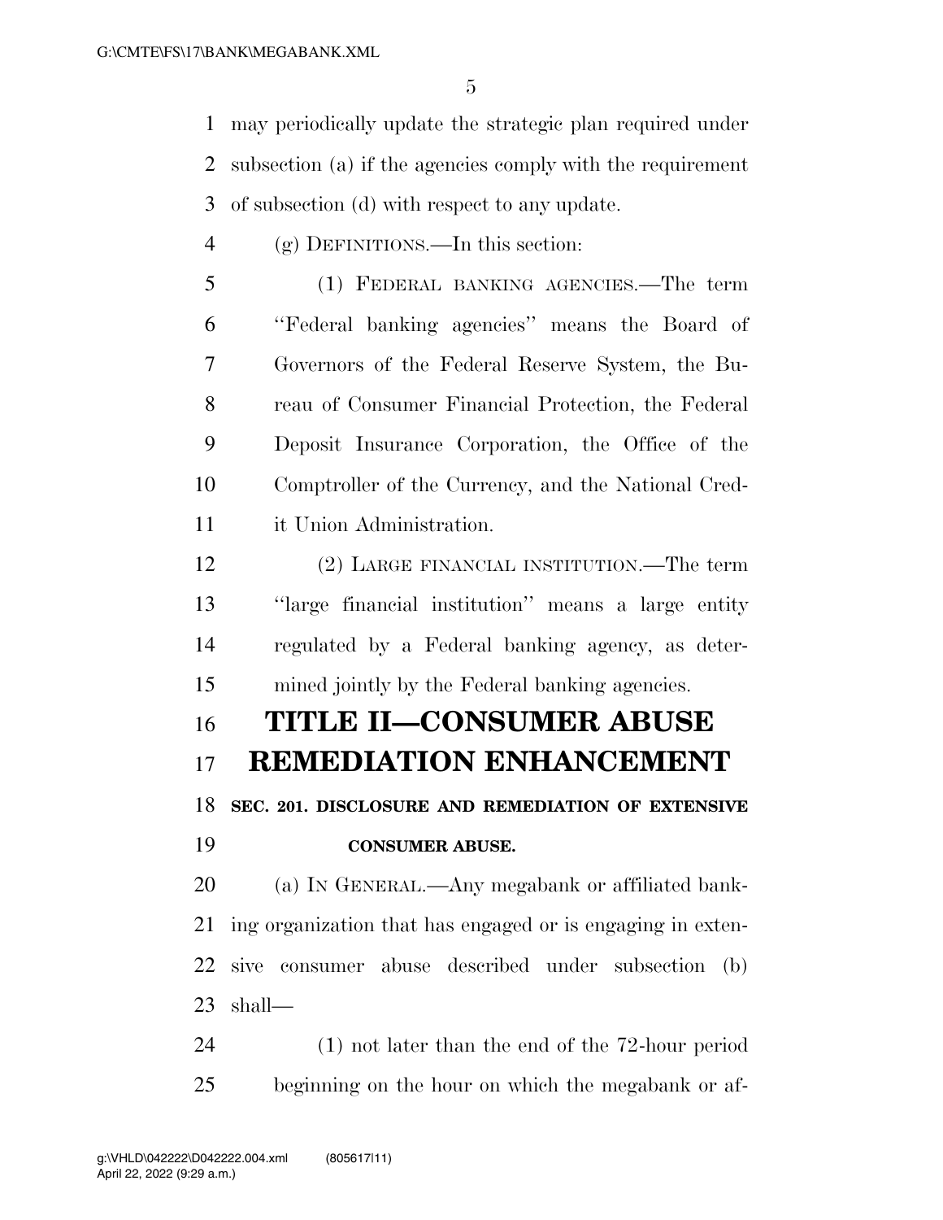may periodically update the strategic plan required under subsection (a) if the agencies comply with the requirement of subsection (d) with respect to any update.

(g) DEFINITIONS.—In this section:

(1) FEDERAL BANKING AGENCIES.—The term ''Federal banking agencies'' means the Board of Governors of the Federal Reserve System, the Bureau of Consumer Financial Protection, the Federal Deposit Insurance Corporation, the Office of the Comptroller of the Currency, and the National Credit Union Administration.

(2) LARGE FINANCIAL INSTITUTION.—The term ''large financial institution'' means a large entity regulated by a Federal banking agency, as determined jointly by the Federal banking agencies.

# TITLE II—CONSUMER ABUSE REMEDIATION ENHANCEMENT

### SEC. 201. DISCLOSURE AND REMEDIATION OF EXTENSIVE CONSUMER ABUSE.

(a) IN GENERAL.—Any megabank or affiliated banking organization that has engaged or is engaging in extensive consumer abuse described under subsection (b) shall—

(1) not later than the end of the 72-hour period beginning on the hour on which the megabank or af-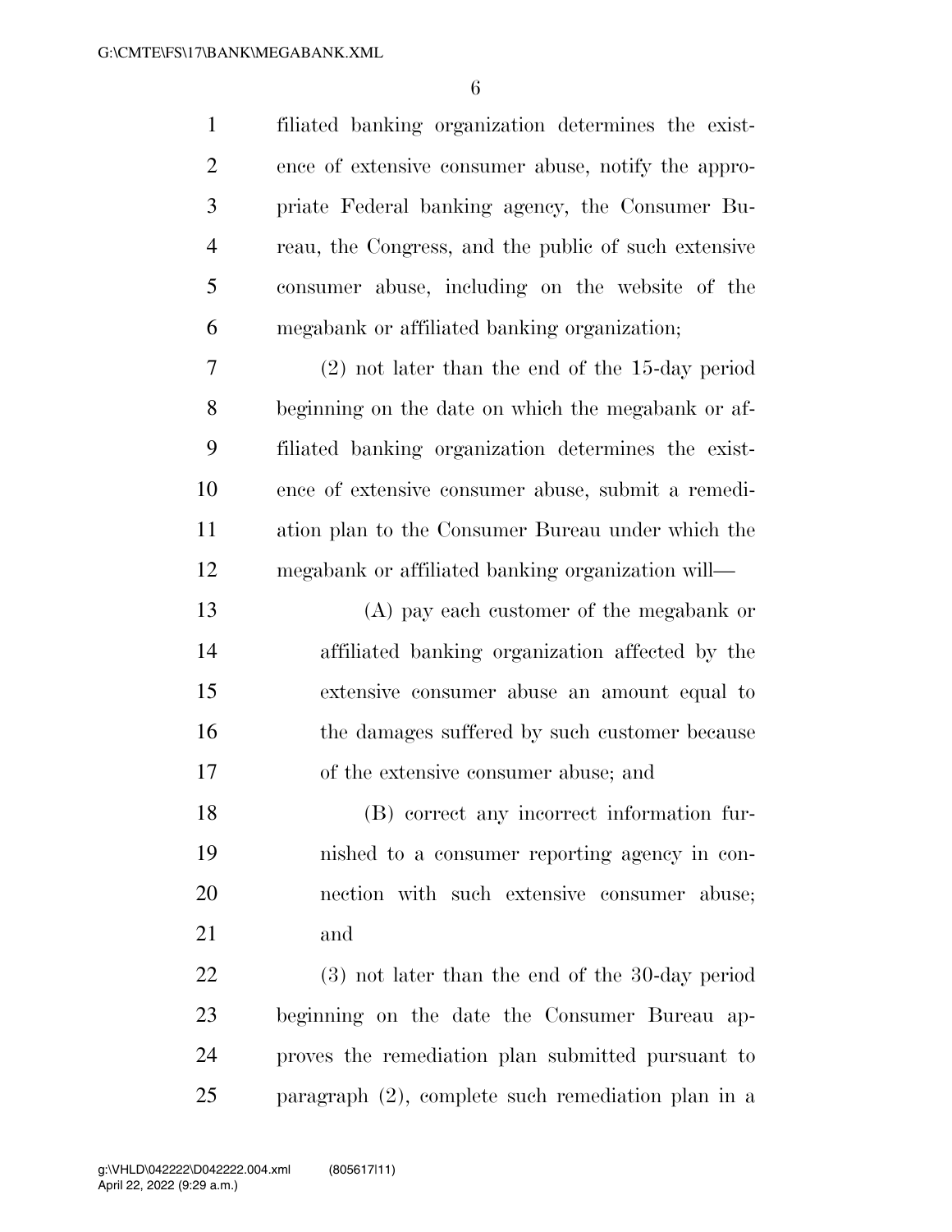filiated banking organization determines the existence of extensive consumer abuse, notify the appropriate Federal banking agency, the Consumer Bureau, the Congress, and the public of such extensive consumer abuse, including on the website of the megabank or affiliated banking organization;

(2) not later than the end of the 15-day period beginning on the date on which the megabank or affiliated banking organization determines the existence of extensive consumer abuse, submit a remediation plan to the Consumer Bureau under which the megabank or affiliated banking organization will—

(A) pay each customer of the megabank or affiliated banking organization affected by the extensive consumer abuse an amount equal to the damages suffered by such customer because of the extensive consumer abuse; and

(B) correct any incorrect information furnished to a consumer reporting agency in connection with such extensive consumer abuse; and

(3) not later than the end of the 30-day period beginning on the date the Consumer Bureau approves the remediation plan submitted pursuant to paragraph (2), complete such remediation plan in a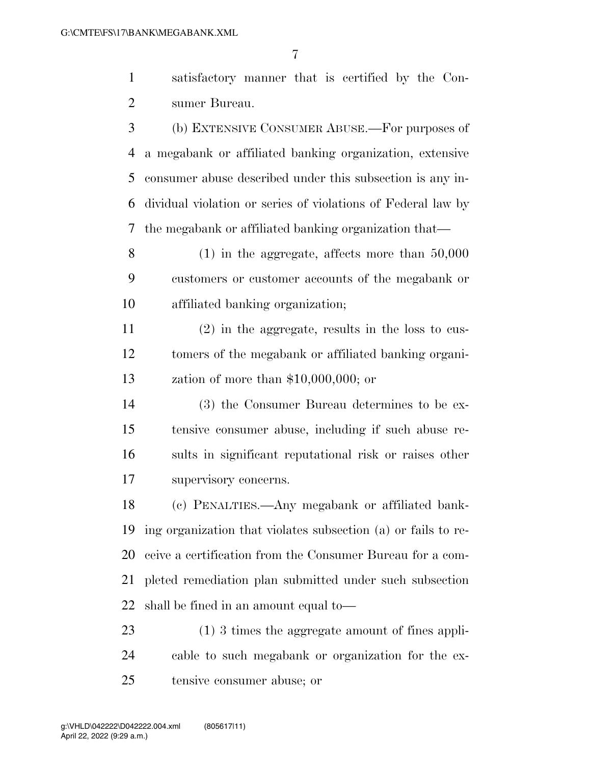satisfactory manner that is certified by the Consumer Bureau.

(b) EXTENSIVE CONSUMER ABUSE.—For purposes of a megabank or affiliated banking organization, extensive consumer abuse described under this subsection is any individual violation or series of violations of Federal law by the megabank or affiliated banking organization that—

(1) in the aggregate, affects more than 50,000 customers or customer accounts of the megabank or affiliated banking organization;

(2) in the aggregate, results in the loss to customers of the megabank or affiliated banking organization of more than $10,000,000; or

(3) the Consumer Bureau determines to be extensive consumer abuse, including if such abuse results in significant reputational risk or raises other supervisory concerns.

(c) PENALTIES.—Any megabank or affiliated banking organization that violates subsection (a) or fails to receive a certification from the Consumer Bureau for a completed remediation plan submitted under such subsection shall be fined in an amount equal to—

(1) 3 times the aggregate amount of fines applicable to such megabank or organization for the extensive consumer abuse; or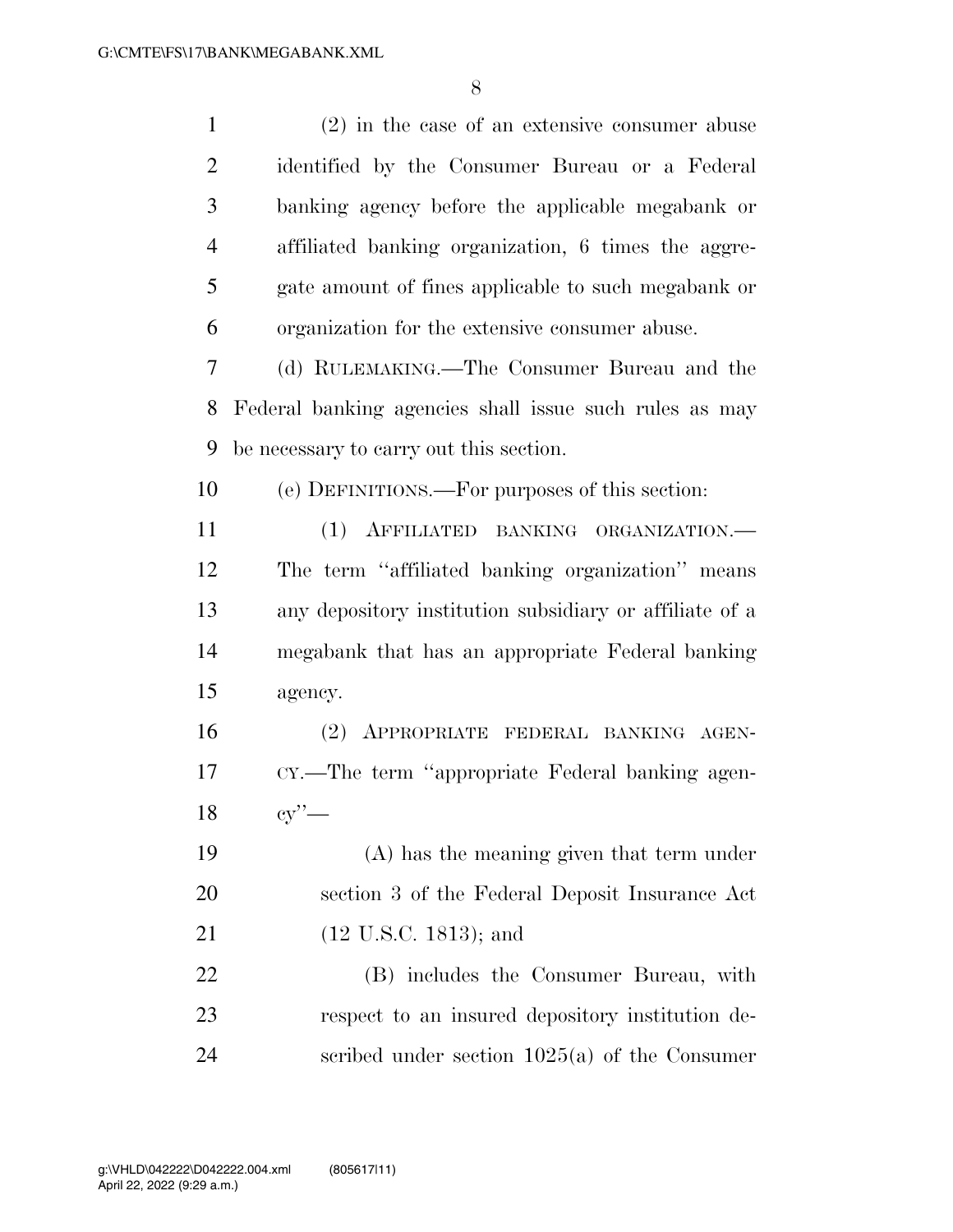(2) in the case of an extensive consumer abuse identified by the Consumer Bureau or a Federal banking agency before the applicable megabank or affiliated banking organization, 6 times the aggregate amount of fines applicable to such megabank or organization for the extensive consumer abuse.

(d) RULEMAKING.—The Consumer Bureau and the Federal banking agencies shall issue such rules as may be necessary to carry out this section.

(e) DEFINITIONS.—For purposes of this section:

(1) AFFILIATED BANKING ORGANIZATION.—The term "affiliated banking organization" means any depository institution subsidiary or affiliate of a megabank that has an appropriate Federal banking agency.

(2) APPROPRIATE FEDERAL BANKING AGENCY.—The term "appropriate Federal banking agency"—

(A) has the meaning given that term under section 3 of the Federal Deposit Insurance Act (12 U.S.C. 1813); and

(B) includes the Consumer Bureau, with respect to an insured depository institution described under section 1025(a) of the Consumer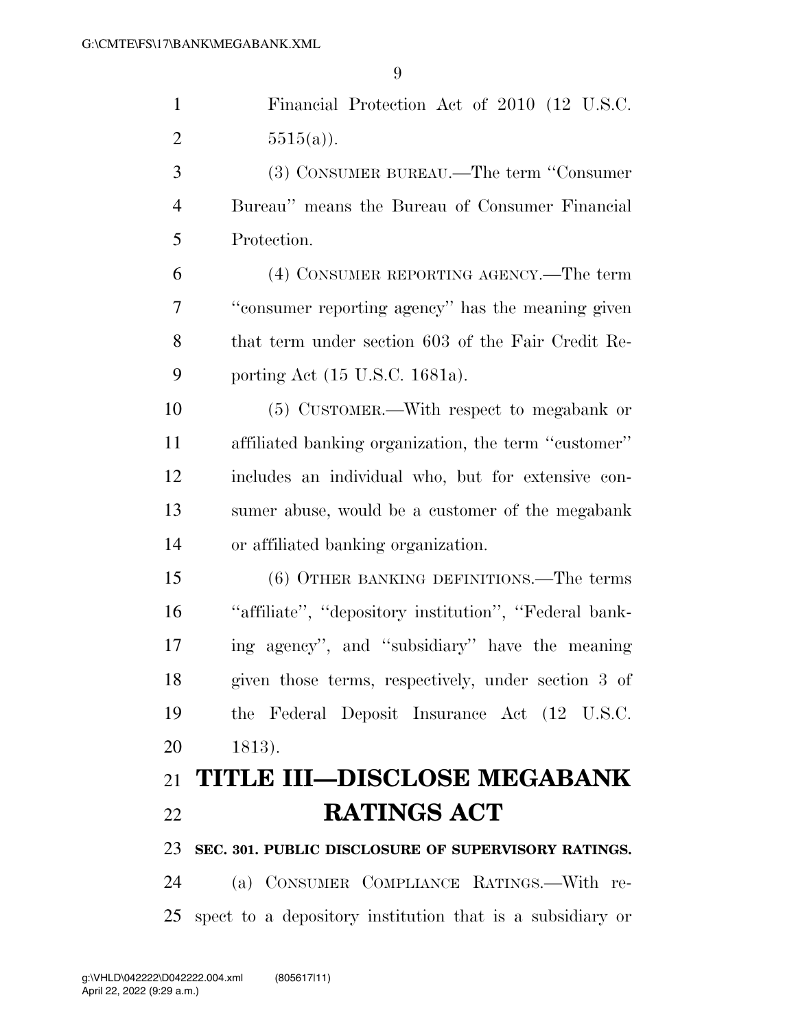Financial Protection Act of 2010 (12 U.S.C. 5515(a)).

(3) CONSUMER BUREAU.—The term "Consumer Bureau" means the Bureau of Consumer Financial Protection.

(4) CONSUMER REPORTING AGENCY.—The term "consumer reporting agency" has the meaning given that term under section 603 of the Fair Credit Reporting Act (15 U.S.C. 1681a).

(5) CUSTOMER.—With respect to megabank or affiliated banking organization, the term "customer" includes an individual who, but for extensive consumer abuse, would be a customer of the megabank or affiliated banking organization.

(6) OTHER BANKING DEFINITIONS.—The terms "affiliate", "depository institution", "Federal banking agency", and "subsidiary" have the meaning given those terms, respectively, under section 3 of the Federal Deposit Insurance Act (12 U.S.C. 1813).

# TITLE III—DISCLOSE MEGABANK RATINGS ACT

**SEC. 301. PUBLIC DISCLOSURE OF SUPERVISORY RATINGS.**

(a) CONSUMER COMPLIANCE RATINGS.—With respect to a depository institution that is a subsidiary or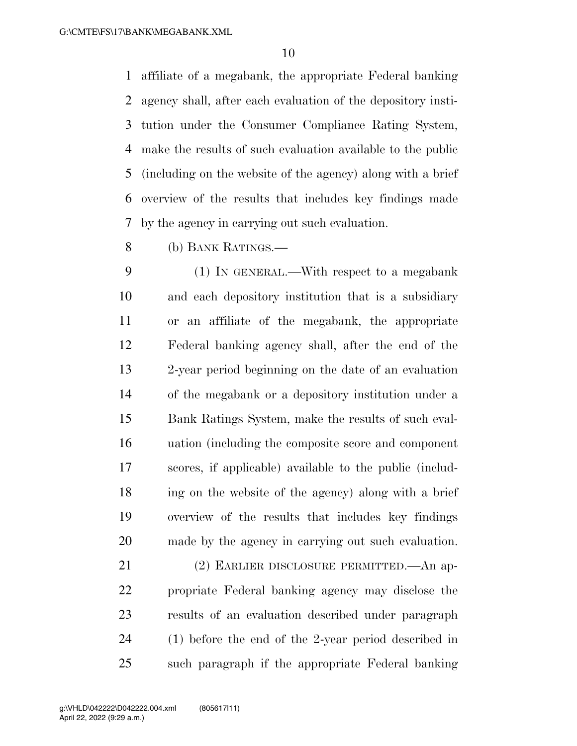affiliate of a megabank, the appropriate Federal banking agency shall, after each evaluation of the depository institution under the Consumer Compliance Rating System, make the results of such evaluation available to the public (including on the website of the agency) along with a brief overview of the results that includes key findings made by the agency in carrying out such evaluation.

(b) BANK RATINGS.—

(1) IN GENERAL.—With respect to a megabank and each depository institution that is a subsidiary or an affiliate of the megabank, the appropriate Federal banking agency shall, after the end of the 2-year period beginning on the date of an evaluation of the megabank or a depository institution under a Bank Ratings System, make the results of such evaluation (including the composite score and component scores, if applicable) available to the public (including on the website of the agency) along with a brief overview of the results that includes key findings made by the agency in carrying out such evaluation.

(2) EARLIER DISCLOSURE PERMITTED.—An appropriate Federal banking agency may disclose the results of an evaluation described under paragraph (1) before the end of the 2-year period described in such paragraph if the appropriate Federal banking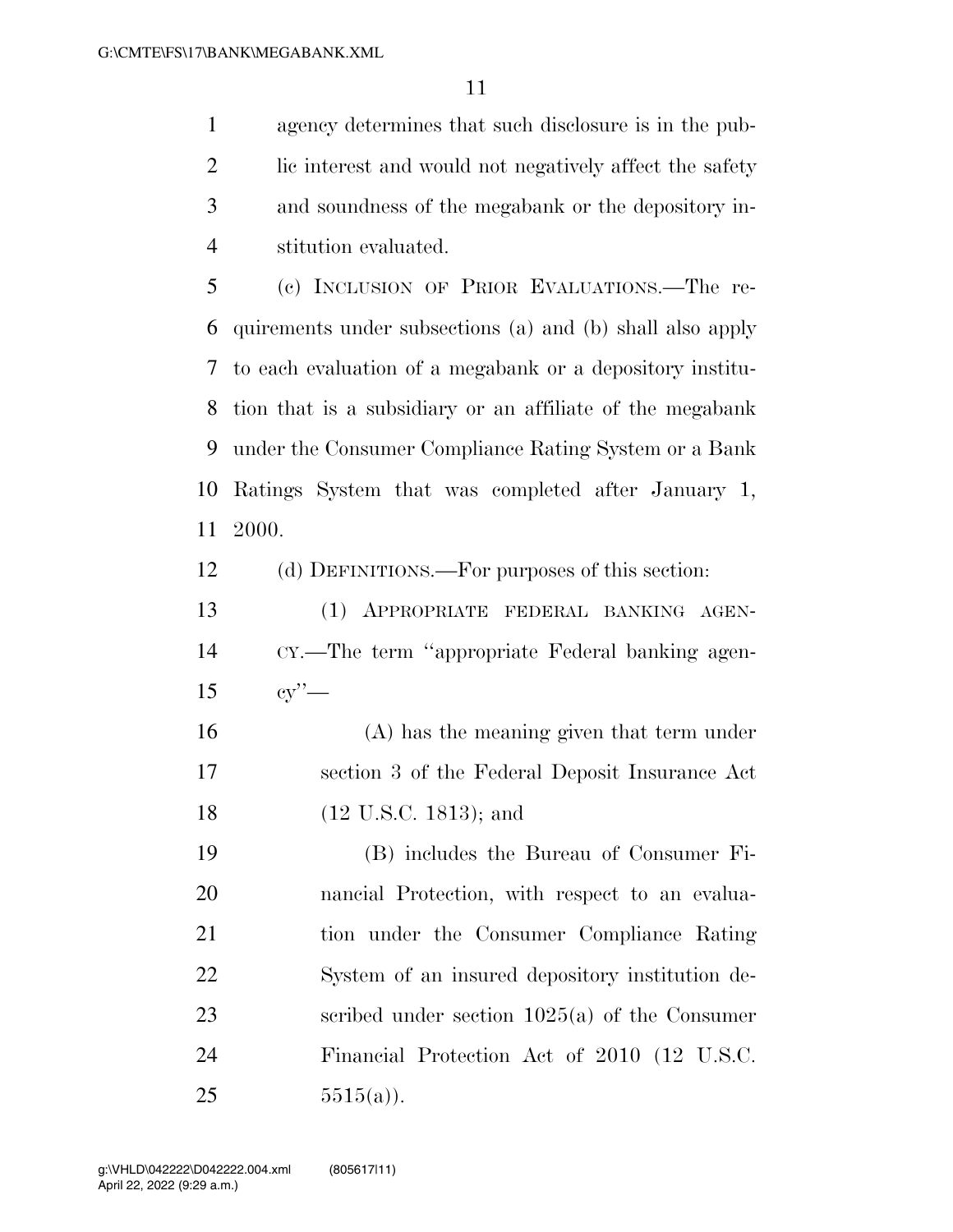agency determines that such disclosure is in the public interest and would not negatively affect the safety and soundness of the megabank or the depository institution evaluated.

(c) INCLUSION OF PRIOR EVALUATIONS.—The requirements under subsections (a) and (b) shall also apply to each evaluation of a megabank or a depository institution that is a subsidiary or an affiliate of the megabank under the Consumer Compliance Rating System or a Bank Ratings System that was completed after January 1, 2000.

(d) DEFINITIONS.—For purposes of this section:

(1) APPROPRIATE FEDERAL BANKING AGENCY.—The term "appropriate Federal banking agency"—

(A) has the meaning given that term under section 3 of the Federal Deposit Insurance Act (12 U.S.C. 1813); and

(B) includes the Bureau of Consumer Financial Protection, with respect to an evaluation under the Consumer Compliance Rating System of an insured depository institution described under section 1025(a) of the Consumer Financial Protection Act of 2010 (12 U.S.C. 5515(a)).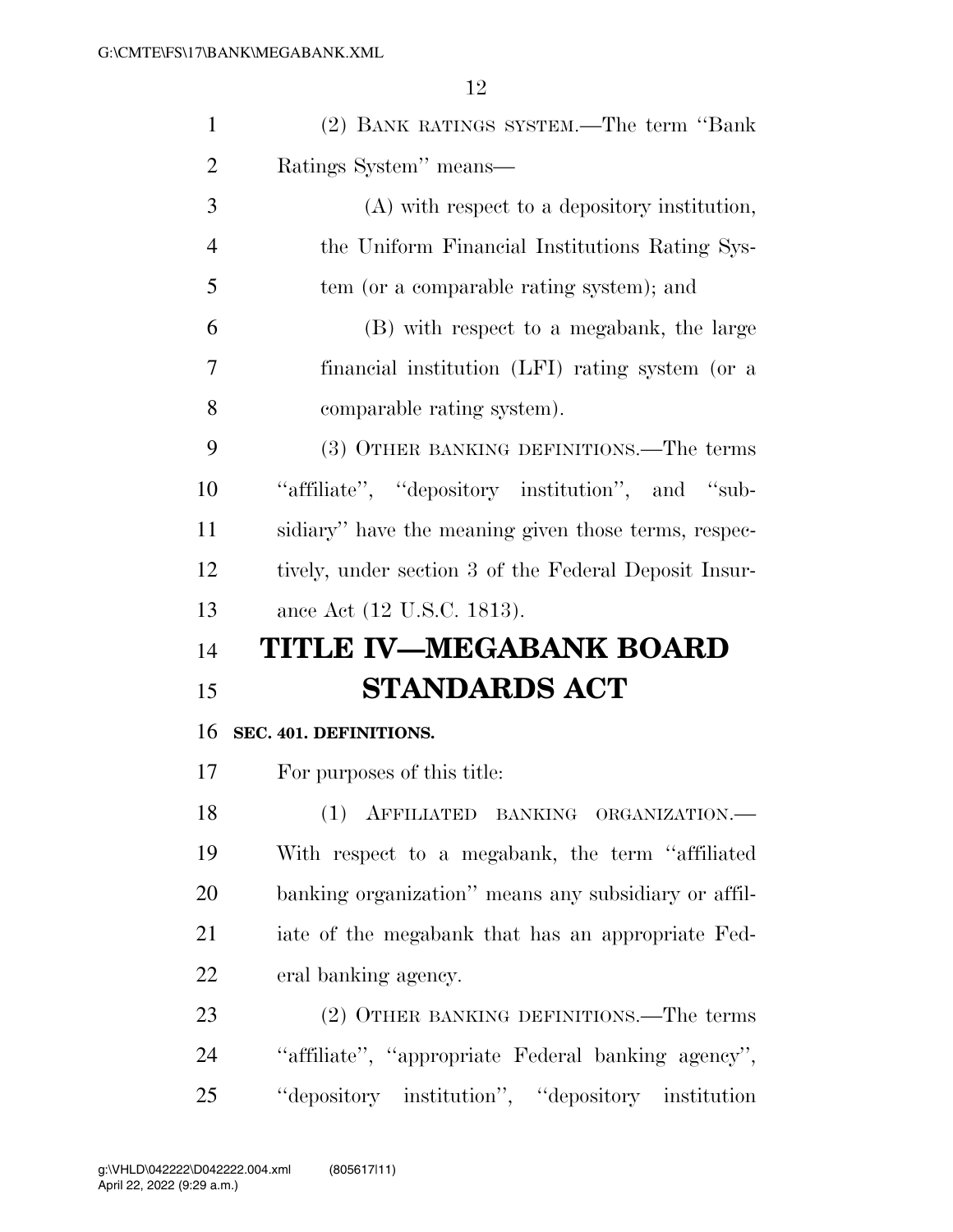(2) BANK RATINGS SYSTEM.—The term ''Bank Ratings System'' means—

(A) with respect to a depository institution, the Uniform Financial Institutions Rating System (or a comparable rating system); and

(B) with respect to a megabank, the large financial institution (LFI) rating system (or a comparable rating system).

(3) OTHER BANKING DEFINITIONS.—The terms ''affiliate'', ''depository institution'', and ''subsidiary'' have the meaning given those terms, respectively, under section 3 of the Federal Deposit Insurance Act (12 U.S.C. 1813).

# TITLE IV—MEGABANK BOARD STANDARDS ACT

**SEC. 401. DEFINITIONS.**

For purposes of this title:

(1) AFFILIATED BANKING ORGANIZATION.—With respect to a megabank, the term ''affiliated banking organization'' means any subsidiary or affiliate of the megabank that has an appropriate Federal banking agency.

(2) OTHER BANKING DEFINITIONS.—The terms ''affiliate'', ''appropriate Federal banking agency'', ''depository institution'', ''depository institution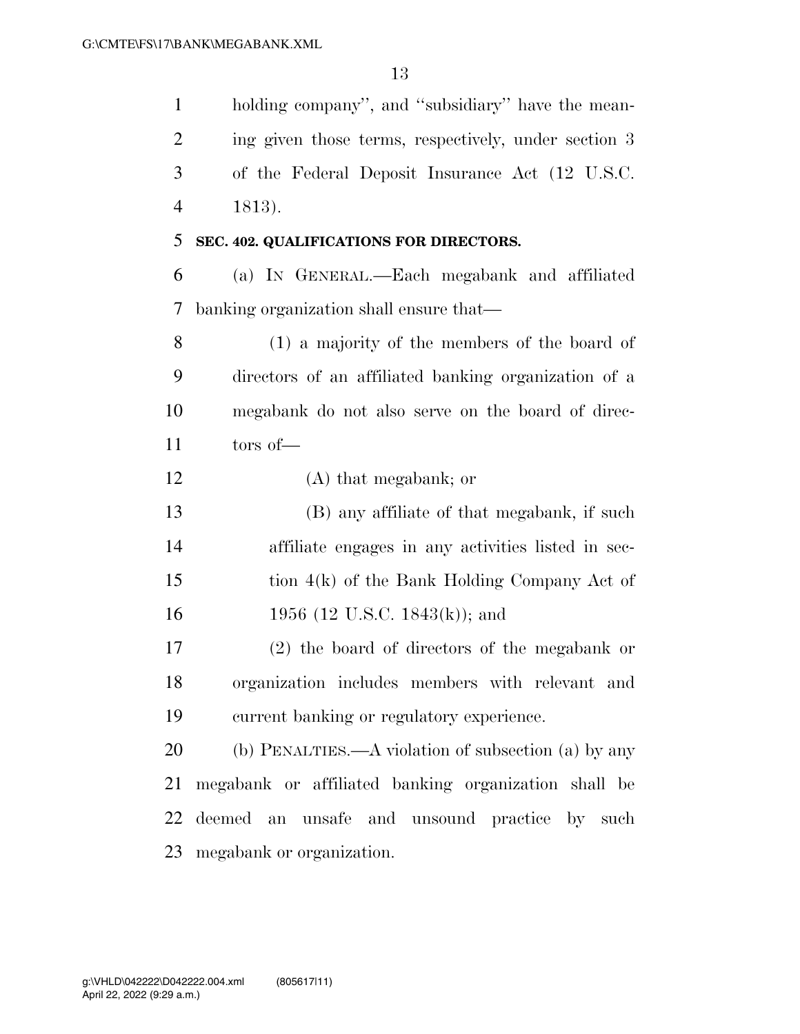holding company'', and ''subsidiary'' have the meaning given those terms, respectively, under section 3 of the Federal Deposit Insurance Act (12 U.S.C. 1813).

**SEC. 402. QUALIFICATIONS FOR DIRECTORS.**

(a) IN GENERAL.—Each megabank and affiliated banking organization shall ensure that—

(1) a majority of the members of the board of directors of an affiliated banking organization of a megabank do not also serve on the board of directors of—

(A) that megabank; or

(B) any affiliate of that megabank, if such affiliate engages in any activities listed in section 4(k) of the Bank Holding Company Act of 1956 (12 U.S.C. 1843(k)); and

(2) the board of directors of the megabank or organization includes members with relevant and current banking or regulatory experience.

(b) PENALTIES.—A violation of subsection (a) by any megabank or affiliated banking organization shall be deemed an unsafe and unsound practice by such megabank or organization.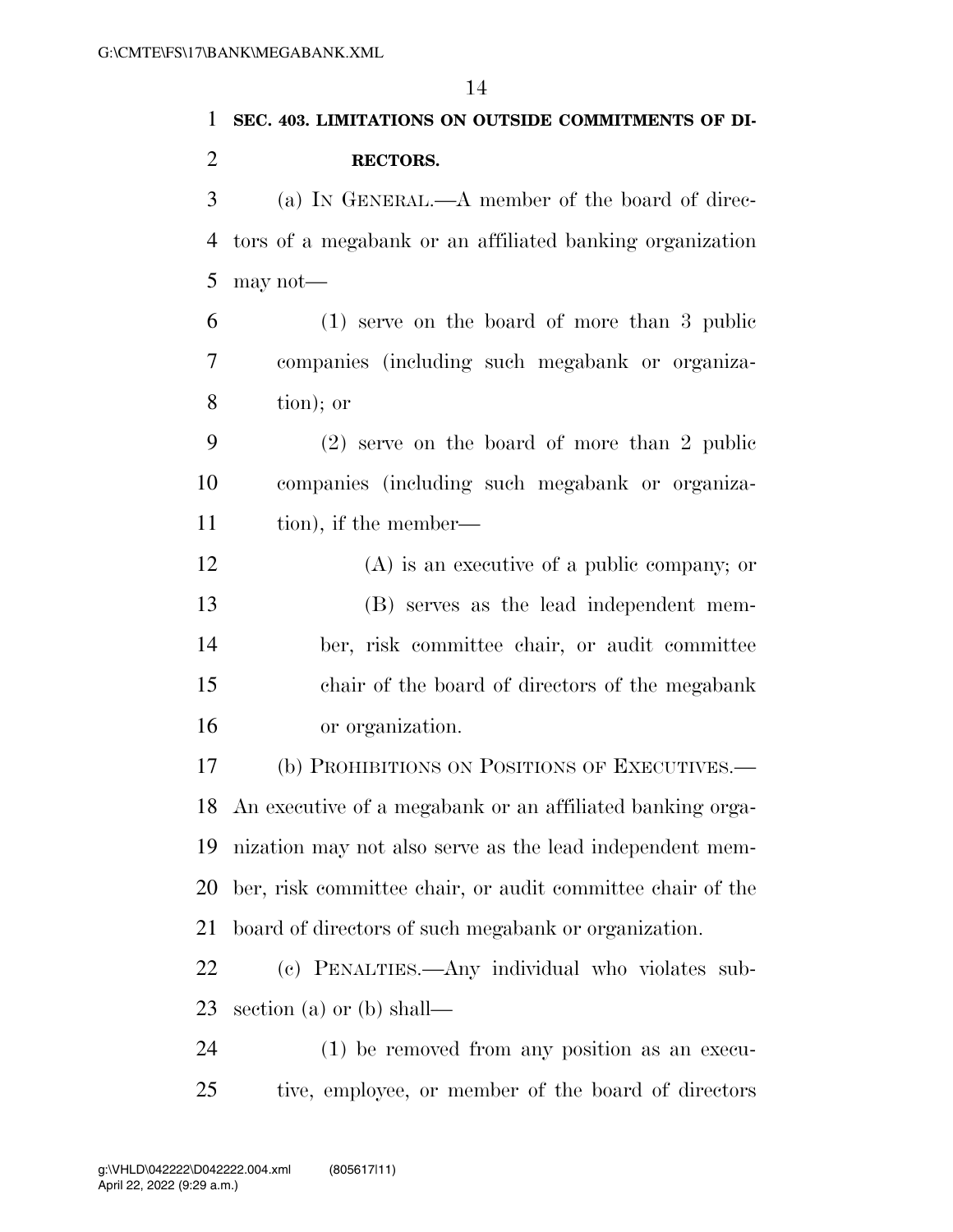**SEC. 403. LIMITATIONS ON OUTSIDE COMMITMENTS OF DIRECTORS.**

(a) IN GENERAL.—A member of the board of directors of a megabank or an affiliated banking organization may not—

(1) serve on the board of more than 3 public companies (including such megabank or organization); or

(2) serve on the board of more than 2 public companies (including such megabank or organization), if the member—

(A) is an executive of a public company; or

(B) serves as the lead independent member, risk committee chair, or audit committee chair of the board of directors of the megabank or organization.

(b) PROHIBITIONS ON POSITIONS OF EXECUTIVES.—An executive of a megabank or an affiliated banking organization may not also serve as the lead independent member, risk committee chair, or audit committee chair of the board of directors of such megabank or organization.

(c) PENALTIES.—Any individual who violates subsection (a) or (b) shall—

(1) be removed from any position as an executive, employee, or member of the board of directors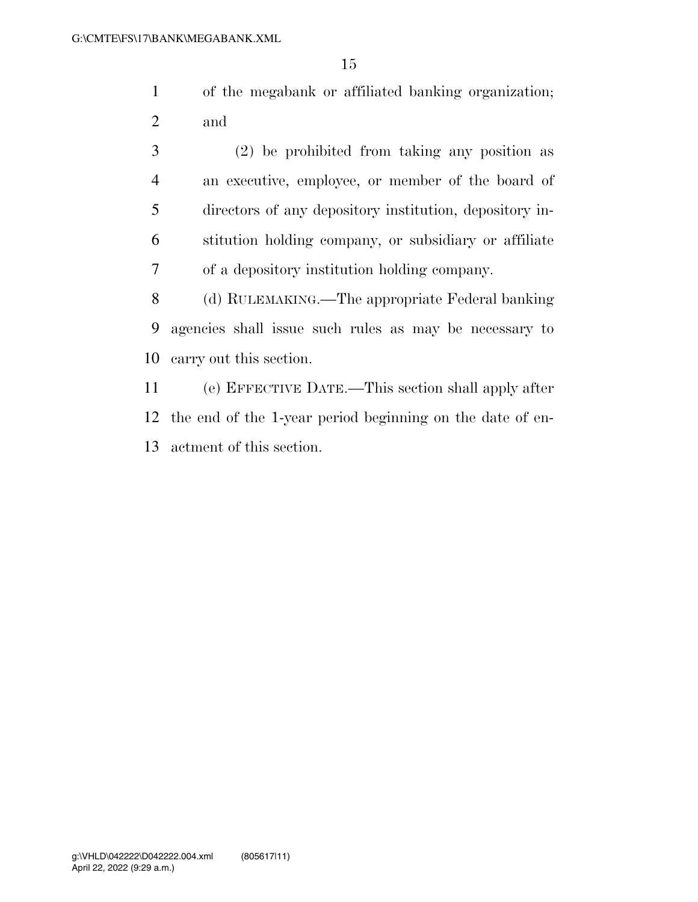of the megabank or affiliated banking organization; and

(2) be prohibited from taking any position as an executive, employee, or member of the board of directors of any depository institution, depository institution holding company, or subsidiary or affiliate of a depository institution holding company.

(d) RULEMAKING.—The appropriate Federal banking agencies shall issue such rules as may be necessary to carry out this section.

(e) EFFECTIVE DATE.—This section shall apply after the end of the 1-year period beginning on the date of enactment of this section.